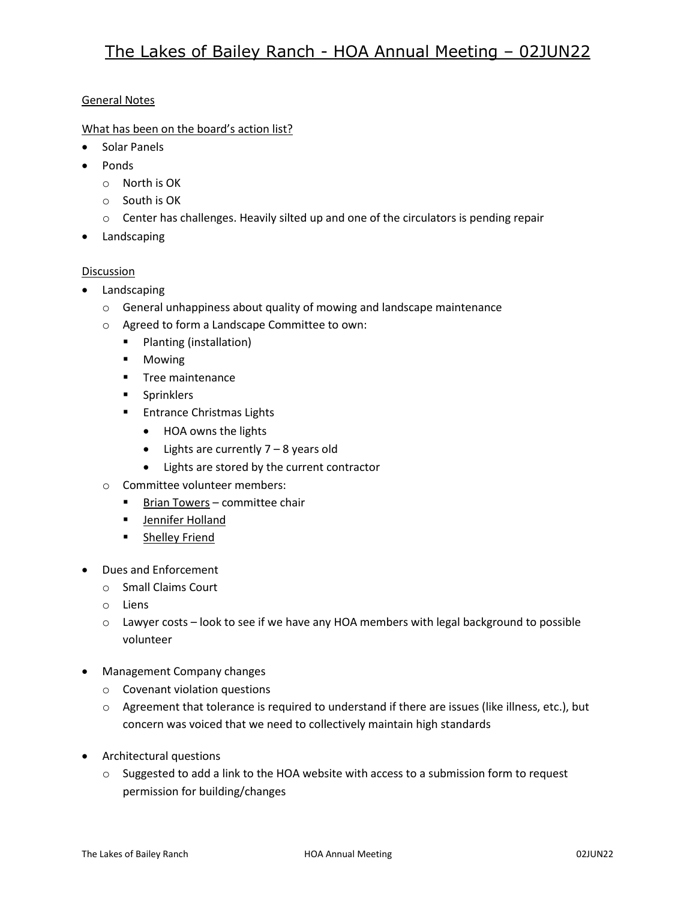# The Lakes of Bailey Ranch - HOA Annual Meeting – 02JUN22

## General Notes

### What has been on the board's action list?

- Solar Panels
- Ponds
  - North is OK
  - South is OK
  - Center has challenges. Heavily silted up and one of the circulators is pending repair
- Landscaping

### Discussion

- Landscaping
  - General unhappiness about quality of mowing and landscape maintenance
  - Agreed to form a Landscape Committee to own:
    - Planting (installation)
    - Mowing
    - Tree maintenance
    - Sprinklers
    - Entrance Christmas Lights
      - HOA owns the lights
      - Lights are currently 7 – 8 years old
      - Lights are stored by the current contractor
  - Committee volunteer members:
    - Brian Towers – committee chair
    - Jennifer Holland
    - Shelley Friend

- Dues and Enforcement
  - Small Claims Court
  - Liens
  - Lawyer costs – look to see if we have any HOA members with legal background to possible volunteer

- Management Company changes
  - Covenant violation questions
  - Agreement that tolerance is required to understand if there are issues (like illness, etc.), but concern was voiced that we need to collectively maintain high standards

- Architectural questions
  - Suggested to add a link to the HOA website with access to a submission form to request permission for building/changes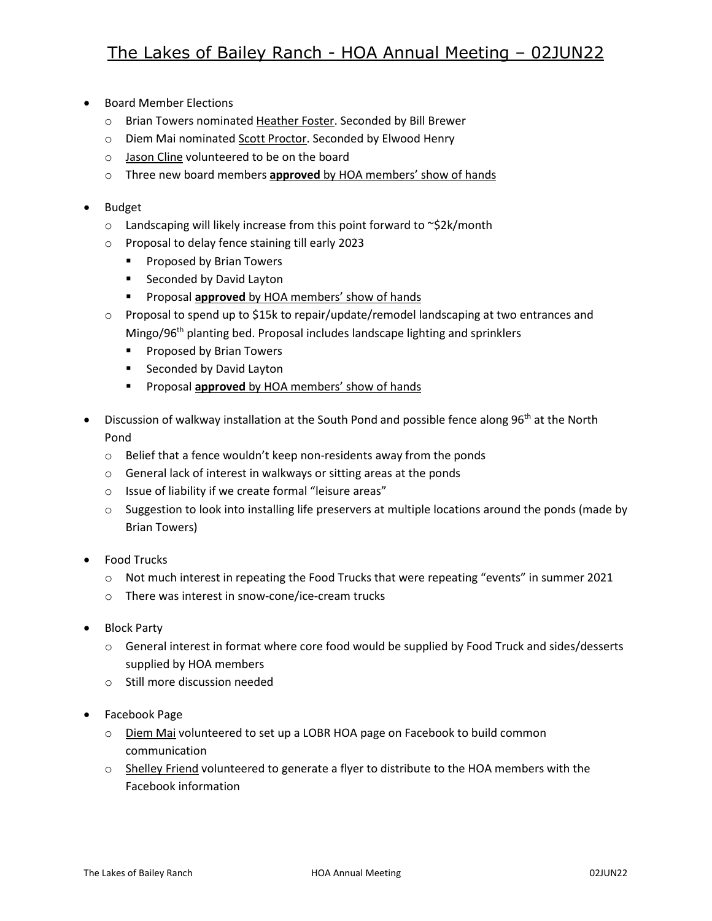# The Lakes of Bailey Ranch - HOA Annual Meeting – 02JUN22

- Board Member Elections
  - Brian Towers nominated Heather Foster. Seconded by Bill Brewer
  - Diem Mai nominated Scott Proctor. Seconded by Elwood Henry
  - Jason Cline volunteered to be on the board
  - Three new board members **approved** by HOA members' show of hands

- Budget
  - Landscaping will likely increase from this point forward to ~$2k/month
  - Proposal to delay fence staining till early 2023
    - Proposed by Brian Towers
    - Seconded by David Layton
    - Proposal **approved** by HOA members' show of hands
  - Proposal to spend up to $15k to repair/update/remodel landscaping at two entrances and Mingo/96th planting bed. Proposal includes landscape lighting and sprinklers
    - Proposed by Brian Towers
    - Seconded by David Layton
    - Proposal **approved** by HOA members' show of hands

- Discussion of walkway installation at the South Pond and possible fence along 96th at the North Pond
  - Belief that a fence wouldn't keep non-residents away from the ponds
  - General lack of interest in walkways or sitting areas at the ponds
  - Issue of liability if we create formal "leisure areas"
  - Suggestion to look into installing life preservers at multiple locations around the ponds (made by Brian Towers)

- Food Trucks
  - Not much interest in repeating the Food Trucks that were repeating "events" in summer 2021
  - There was interest in snow-cone/ice-cream trucks

- Block Party
  - General interest in format where core food would be supplied by Food Truck and sides/desserts supplied by HOA members
  - Still more discussion needed

- Facebook Page
  - Diem Mai volunteered to set up a LOBR HOA page on Facebook to build common communication
  - Shelley Friend volunteered to generate a flyer to distribute to the HOA members with the Facebook information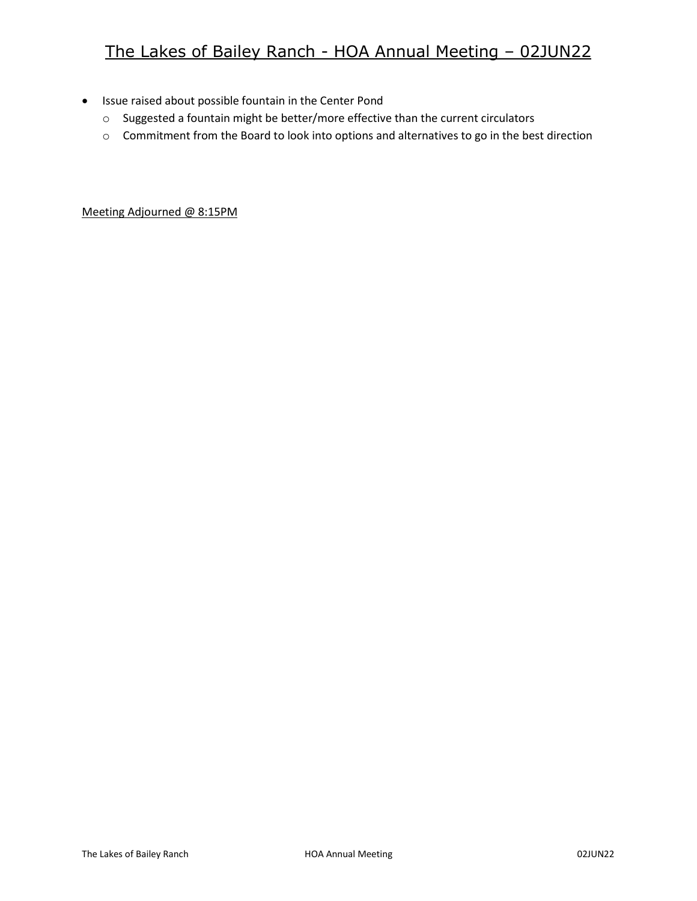# The Lakes of Bailey Ranch - HOA Annual Meeting – 02JUN22

- Issue raised about possible fountain in the Center Pond
  - Suggested a fountain might be better/more effective than the current circulators
  - Commitment from the Board to look into options and alternatives to go in the best direction

Meeting Adjourned @ 8:15PM